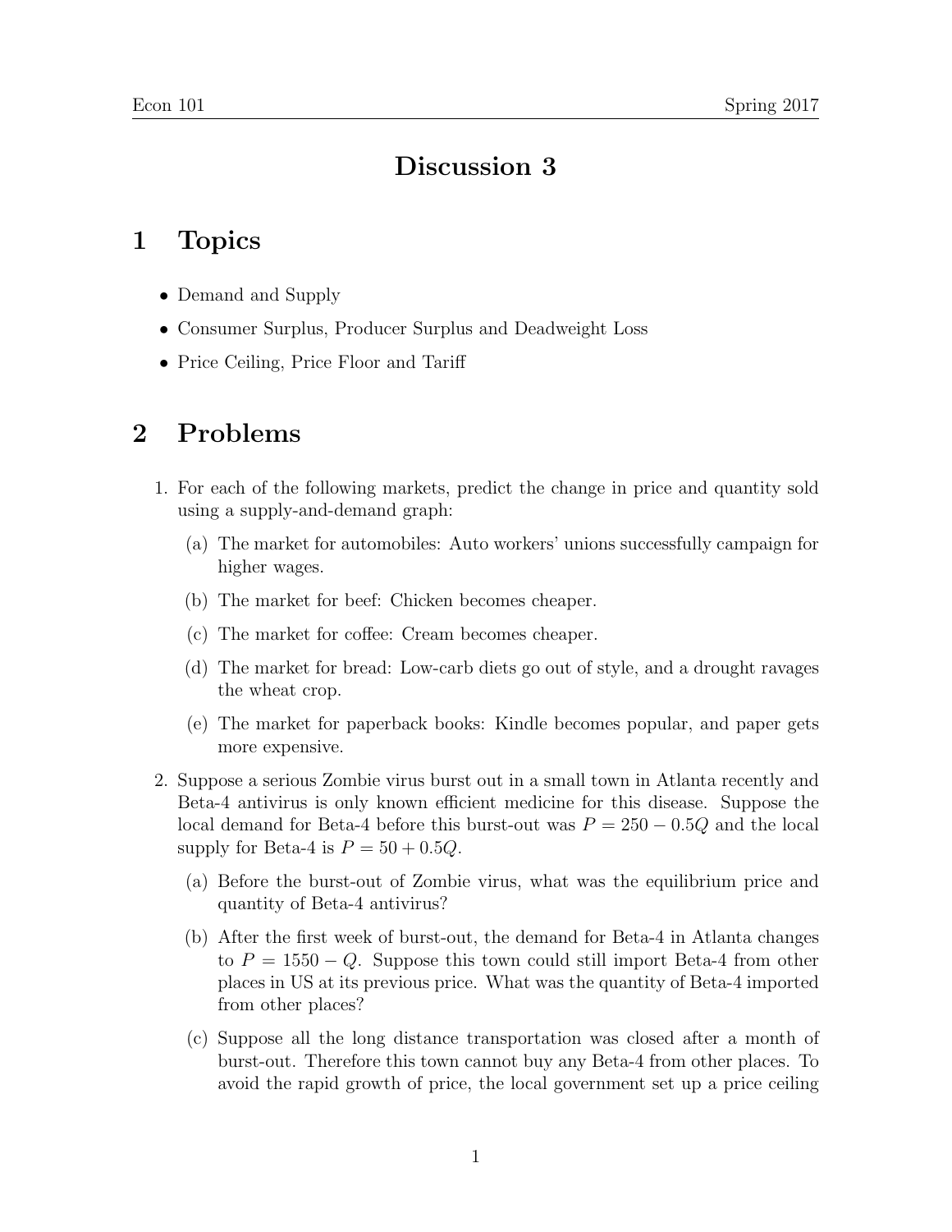# Discussion 3

## 1 Topics

- Demand and Supply
- Consumer Surplus, Producer Surplus and Deadweight Loss
- Price Ceiling, Price Floor and Tariff

## 2 Problems

1. For each of the following markets, predict the change in price and quantity sold using a supply-and-demand graph:
   (a) The market for automobiles: Auto workers' unions successfully campaign for higher wages.
   (b) The market for beef: Chicken becomes cheaper.
   (c) The market for coffee: Cream becomes cheaper.
   (d) The market for bread: Low-carb diets go out of style, and a drought ravages the wheat crop.
   (e) The market for paperback books: Kindle becomes popular, and paper gets more expensive.

2. Suppose a serious Zombie virus burst out in a small town in Atlanta recently and Beta-4 antivirus is only known efficient medicine for this disease. Suppose the local demand for Beta-4 before this burst-out was $P = 250 - 0.5Q$ and the local supply for Beta-4 is $P = 50 + 0.5Q$.
   (a) Before the burst-out of Zombie virus, what was the equilibrium price and quantity of Beta-4 antivirus?
   (b) After the first week of burst-out, the demand for Beta-4 in Atlanta changes to $P = 1550 - Q$. Suppose this town could still import Beta-4 from other places in US at its previous price. What was the quantity of Beta-4 imported from other places?
   (c) Suppose all the long distance transportation was closed after a month of burst-out. Therefore this town cannot buy any Beta-4 from other places. To avoid the rapid growth of price, the local government set up a price ceiling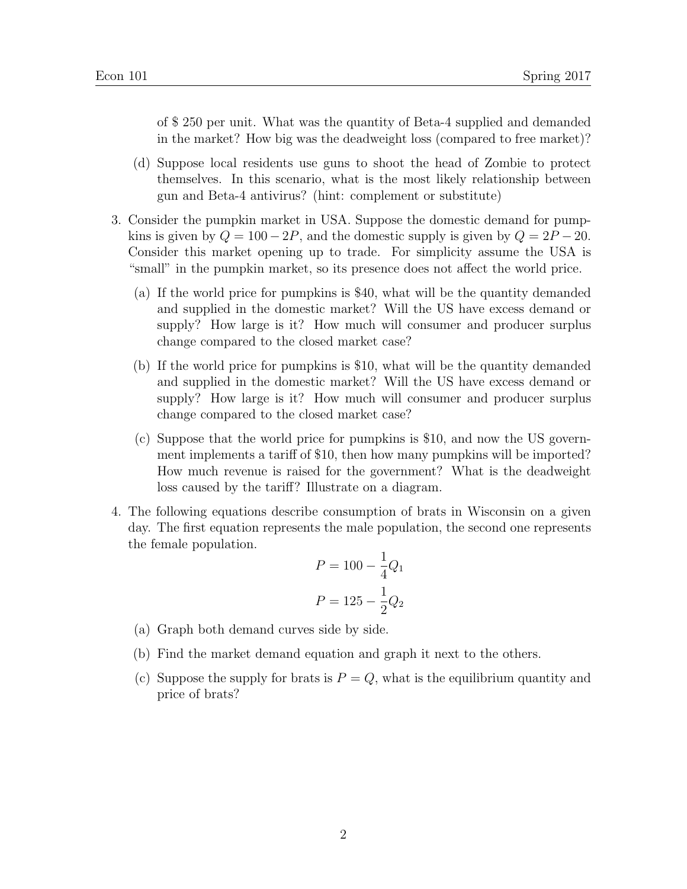of $ 250 per unit. What was the quantity of Beta-4 supplied and demanded in the market? How big was the deadweight loss (compared to free market)?

(d) Suppose local residents use guns to shoot the head of Zombie to protect themselves. In this scenario, what is the most likely relationship between gun and Beta-4 antivirus? (hint: complement or substitute)

3. Consider the pumpkin market in USA. Suppose the domestic demand for pumpkins is given by $Q = 100 - 2P$, and the domestic supply is given by $Q = 2P - 20$. Consider this market opening up to trade. For simplicity assume the USA is "small" in the pumpkin market, so its presence does not affect the world price.

   (a) If the world price for pumpkins is $40, what will be the quantity demanded and supplied in the domestic market? Will the US have excess demand or supply? How large is it? How much will consumer and producer surplus change compared to the closed market case?

   (b) If the world price for pumpkins is $10, what will be the quantity demanded and supplied in the domestic market? Will the US have excess demand or supply? How large is it? How much will consumer and producer surplus change compared to the closed market case?

   (c) Suppose that the world price for pumpkins is $10, and now the US government implements a tariff of $10, then how many pumpkins will be imported? How much revenue is raised for the government? What is the deadweight loss caused by the tariff? Illustrate on a diagram.

4. The following equations describe consumption of brats in Wisconsin on a given day. The first equation represents the male population, the second one represents the female population.

$$P = 100 - \frac{1}{4}Q_1$$

$$P = 125 - \frac{1}{2}Q_2$$

   (a) Graph both demand curves side by side.

   (b) Find the market demand equation and graph it next to the others.

   (c) Suppose the supply for brats is $P = Q$, what is the equilibrium quantity and price of brats?